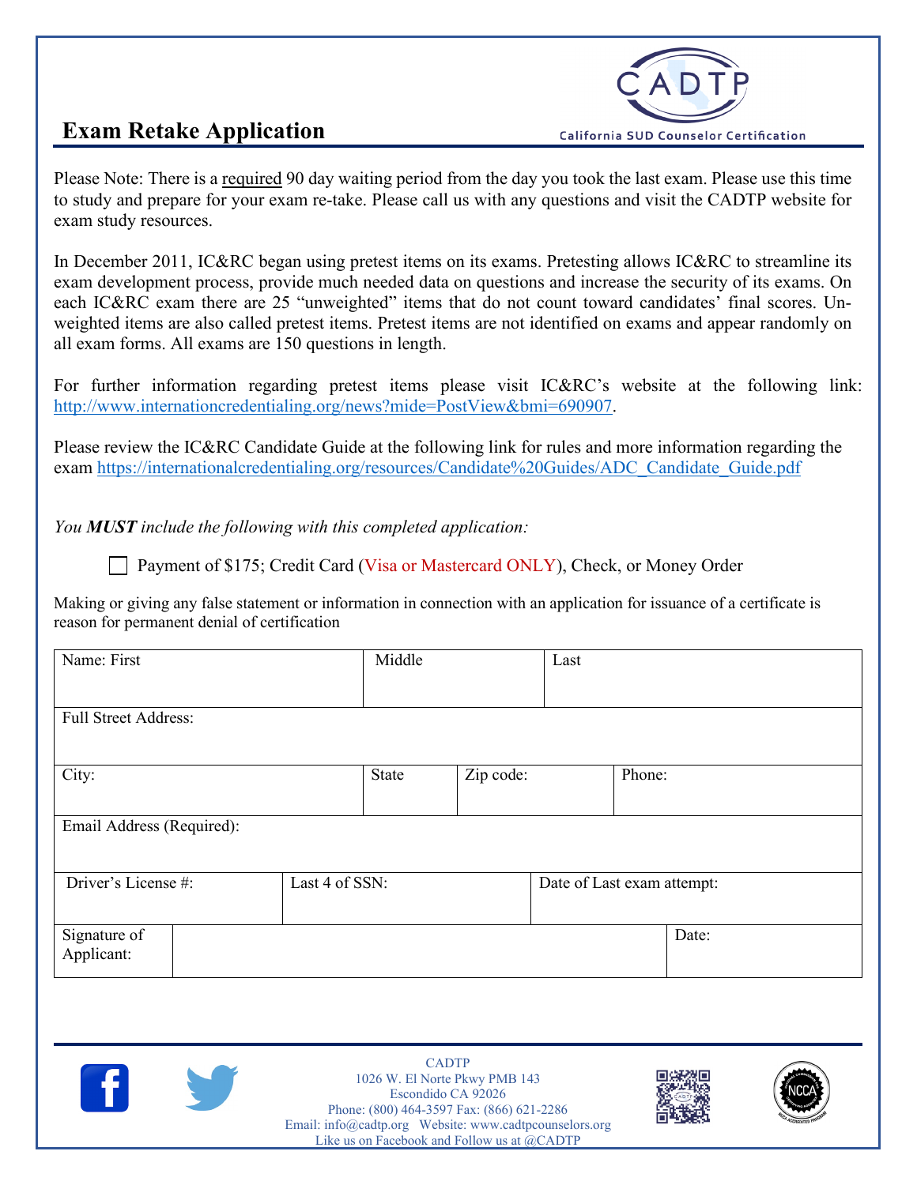# Exam Retake Application

CADTP
California SUD Counselor Certification

Please Note: There is a required 90 day waiting period from the day you took the last exam. Please use this time to study and prepare for your exam re-take. Please call us with any questions and visit the CADTP website for exam study resources.

In December 2011, IC&RC began using pretest items on its exams. Pretesting allows IC&RC to streamline its exam development process, provide much needed data on questions and increase the security of its exams. On each IC&RC exam there are 25 "unweighted" items that do not count toward candidates' final scores. Unweighted items are also called pretest items. Pretest items are not identified on exams and appear randomly on all exam forms. All exams are 150 questions in length.

For further information regarding pretest items please visit IC&RC's website at the following link: http://www.internationcredentialing.org/news?mide=PostView&bmi=690907.

Please review the IC&RC Candidate Guide at the following link for rules and more information regarding the exam https://internationalcredentialing.org/resources/Candidate%20Guides/ADC_Candidate_Guide.pdf

*You **MUST** include the following with this completed application:*

- ☐ Payment of $175; Credit Card (Visa or Mastercard ONLY), Check, or Money Order

Making or giving any false statement or information in connection with an application for issuance of a certificate is reason for permanent denial of certification

| Name: First | | Middle | | Last |
|---|---|---|---|---|
| Full Street Address: | | | | |
| City: | State | Zip code: | | Phone: |
| Email Address (Required): | | | | |
| Driver's License #: | Last 4 of SSN: | | Date of Last exam attempt: | |
| Signature of Applicant: | | | Date: | |

CADTP
1026 W. El Norte Pkwy PMB 143
Escondido CA 92026
Phone: (800) 464-3597 Fax: (866) 621-2286
Email: info@cadtp.org Website: www.cadtpcounselors.org
Like us on Facebook and Follow us at @CADTP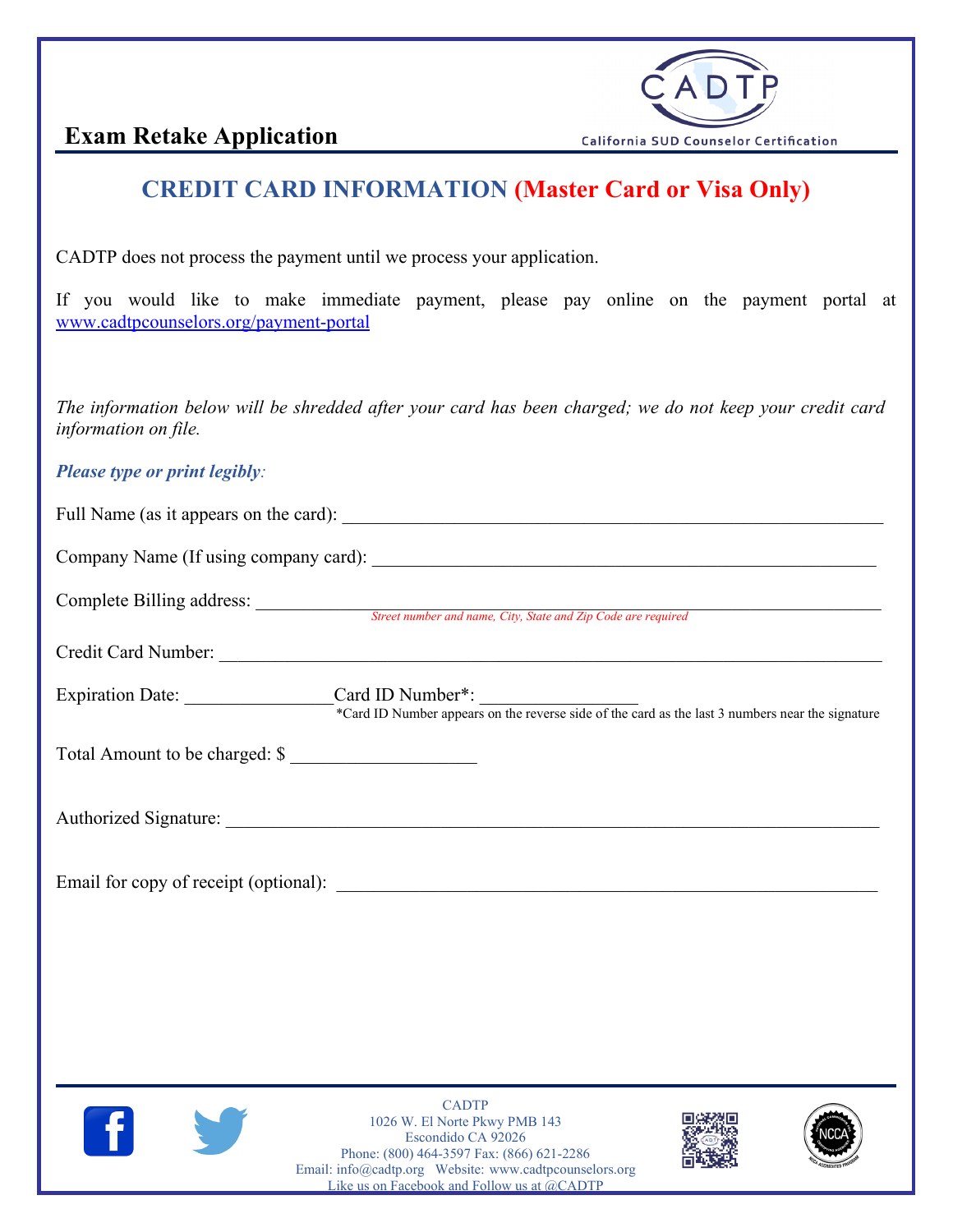# Exam Retake Application

CADTP
California SUD Counselor Certification

## CREDIT CARD INFORMATION (Master Card or Visa Only)

CADTP does not process the payment until we process your application.

If you would like to make immediate payment, please pay online on the payment portal at www.cadtpcounselors.org/payment-portal

*The information below will be shredded after your card has been charged; we do not keep your credit card information on file.*

***Please type or print legibly:***

Full Name (as it appears on the card): ______________________________________________

Company Name (If using company card): ______________________________________________

Complete Billing address: ______________________________________________
*Street number and name, City, State and Zip Code are required*

Credit Card Number: ______________________________________________

Expiration Date: ________________ Card ID Number*: ________________
*Card ID Number appears on the reverse side of the card as the last 3 numbers near the signature

Total Amount to be charged: $ ____________________

Authorized Signature: ______________________________________________

Email for copy of receipt (optional): ______________________________________________

CADTP
1026 W. El Norte Pkwy PMB 143
Escondido CA 92026
Phone: (800) 464-3597 Fax: (866) 621-2286
Email: info@cadtp.org Website: www.cadtpcounselors.org
Like us on Facebook and Follow us at @CADTP